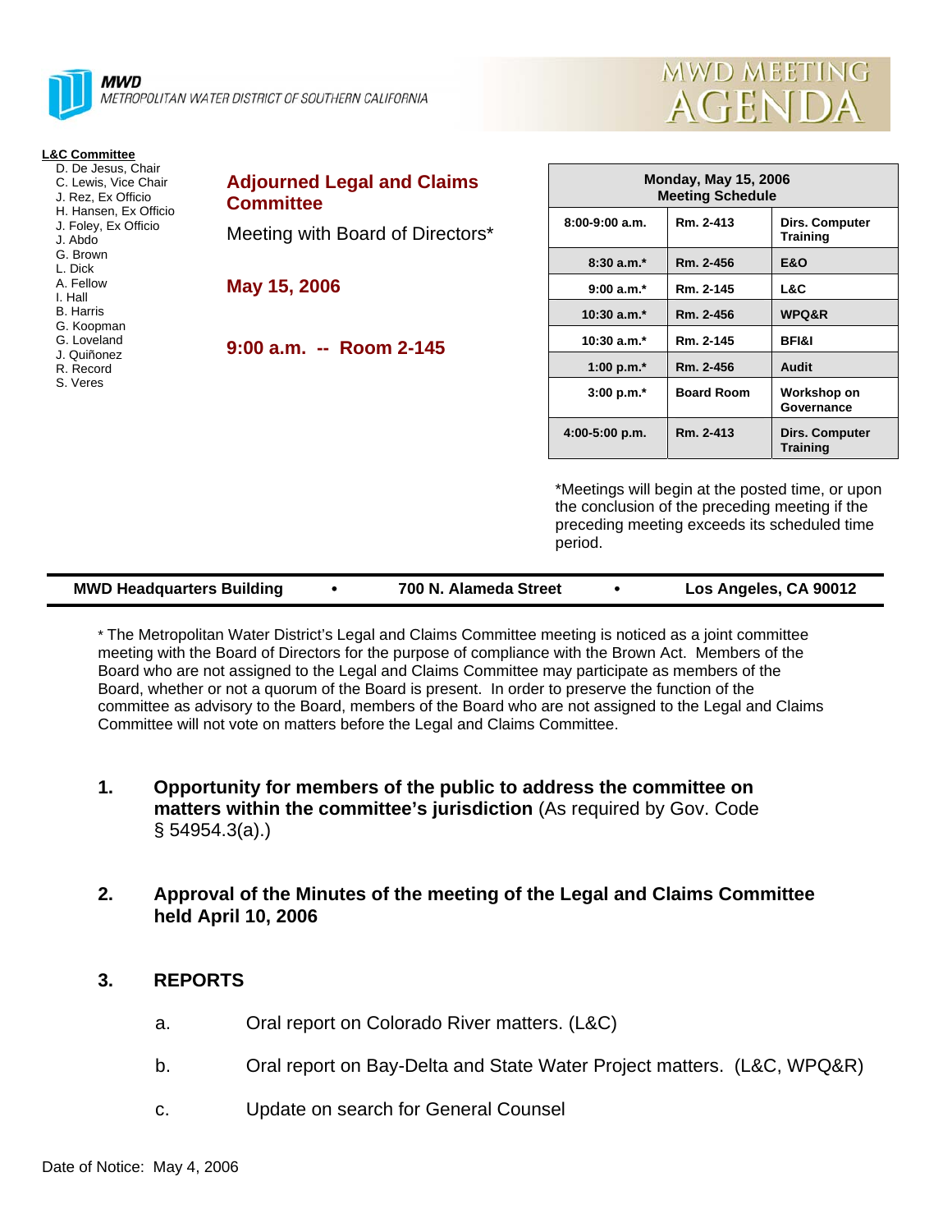**MWD**
*METROPOLITAN WATER DISTRICT OF SOUTHERN CALIFORNIA*

# MWD MEETING AGENDA

**L&C Committee**

- D. De Jesus, Chair
- C. Lewis, Vice Chair
- J. Rez, Ex Officio
- H. Hansen, Ex Officio
- J. Foley, Ex Officio
- J. Abdo
- G. Brown
- L. Dick
- A. Fellow
- I. Hall
- B. Harris
- G. Koopman
- G. Loveland
- J. Quiñonez
- R. Record
- S. Veres

## Adjourned Legal and Claims Committee

Meeting with Board of Directors*

**May 15, 2006**

**9:00 a.m. -- Room 2-145**

| Monday, May 15, 2006 Meeting Schedule | | |
|---|---|---|
| 8:00-9:00 a.m. | Rm. 2-413 | Dirs. Computer Training |
| 8:30 a.m.* | Rm. 2-456 | E&O |
| 9:00 a.m.* | Rm. 2-145 | L&C |
| 10:30 a.m.* | Rm. 2-456 | WPQ&R |
| 10:30 a.m.* | Rm. 2-145 | BFI&I |
| 1:00 p.m.* | Rm. 2-456 | Audit |
| 3:00 p.m.* | Board Room | Workshop on Governance |
| 4:00-5:00 p.m. | Rm. 2-413 | Dirs. Computer Training |

*Meetings will begin at the posted time, or upon the conclusion of the preceding meeting if the preceding meeting exceeds its scheduled time period.

**MWD Headquarters Building • 700 N. Alameda Street • Los Angeles, CA 90012**

* The Metropolitan Water District's Legal and Claims Committee meeting is noticed as a joint committee meeting with the Board of Directors for the purpose of compliance with the Brown Act. Members of the Board who are not assigned to the Legal and Claims Committee may participate as members of the Board, whether or not a quorum of the Board is present. In order to preserve the function of the committee as advisory to the Board, members of the Board who are not assigned to the Legal and Claims Committee will not vote on matters before the Legal and Claims Committee.

1. **Opportunity for members of the public to address the committee on matters within the committee's jurisdiction** (As required by Gov. Code § 54954.3(a).)

2. **Approval of the Minutes of the meeting of the Legal and Claims Committee held April 10, 2006**

3. **REPORTS**

   a. Oral report on Colorado River matters. (L&C)

   b. Oral report on Bay-Delta and State Water Project matters. (L&C, WPQ&R)

   c. Update on search for General Counsel

Date of Notice: May 4, 2006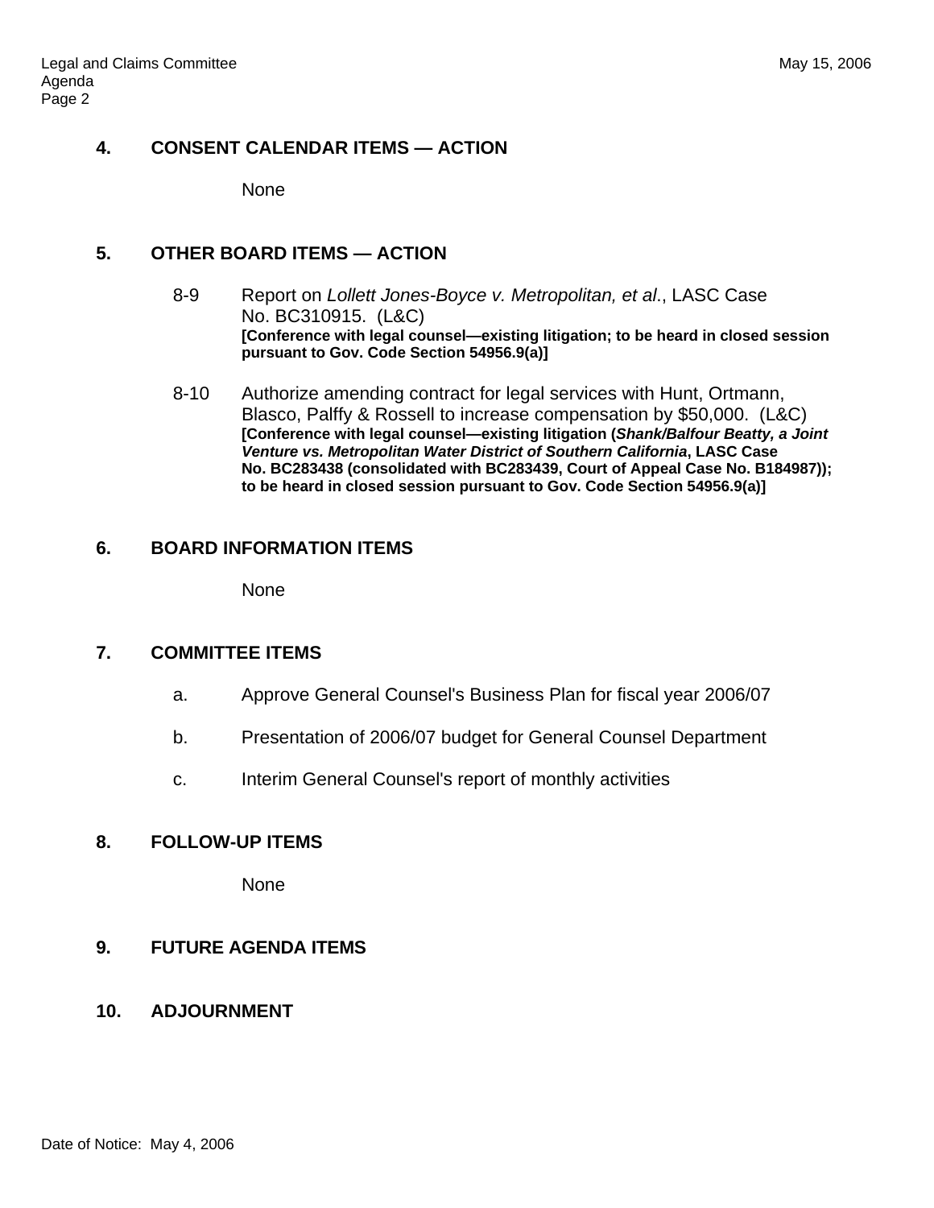## 4. CONSENT CALENDAR ITEMS — ACTION

None

## 5. OTHER BOARD ITEMS — ACTION

8-9 Report on *Lollett Jones-Boyce v. Metropolitan, et al*., LASC Case No. BC310915. (L&C)
**[Conference with legal counsel—existing litigation; to be heard in closed session pursuant to Gov. Code Section 54956.9(a)]**

8-10 Authorize amending contract for legal services with Hunt, Ortmann, Blasco, Palffy & Rossell to increase compensation by $50,000. (L&C)
**[Conference with legal counsel—existing litigation (*Shank/Balfour Beatty, a Joint Venture vs. Metropolitan Water District of Southern California*, LASC Case No. BC283438 (consolidated with BC283439, Court of Appeal Case No. B184987)); to be heard in closed session pursuant to Gov. Code Section 54956.9(a)]**

## 6. BOARD INFORMATION ITEMS

None

## 7. COMMITTEE ITEMS

a. Approve General Counsel's Business Plan for fiscal year 2006/07

b. Presentation of 2006/07 budget for General Counsel Department

c. Interim General Counsel's report of monthly activities

## 8. FOLLOW-UP ITEMS

None

## 9. FUTURE AGENDA ITEMS

## 10. ADJOURNMENT

Date of Notice: May 4, 2006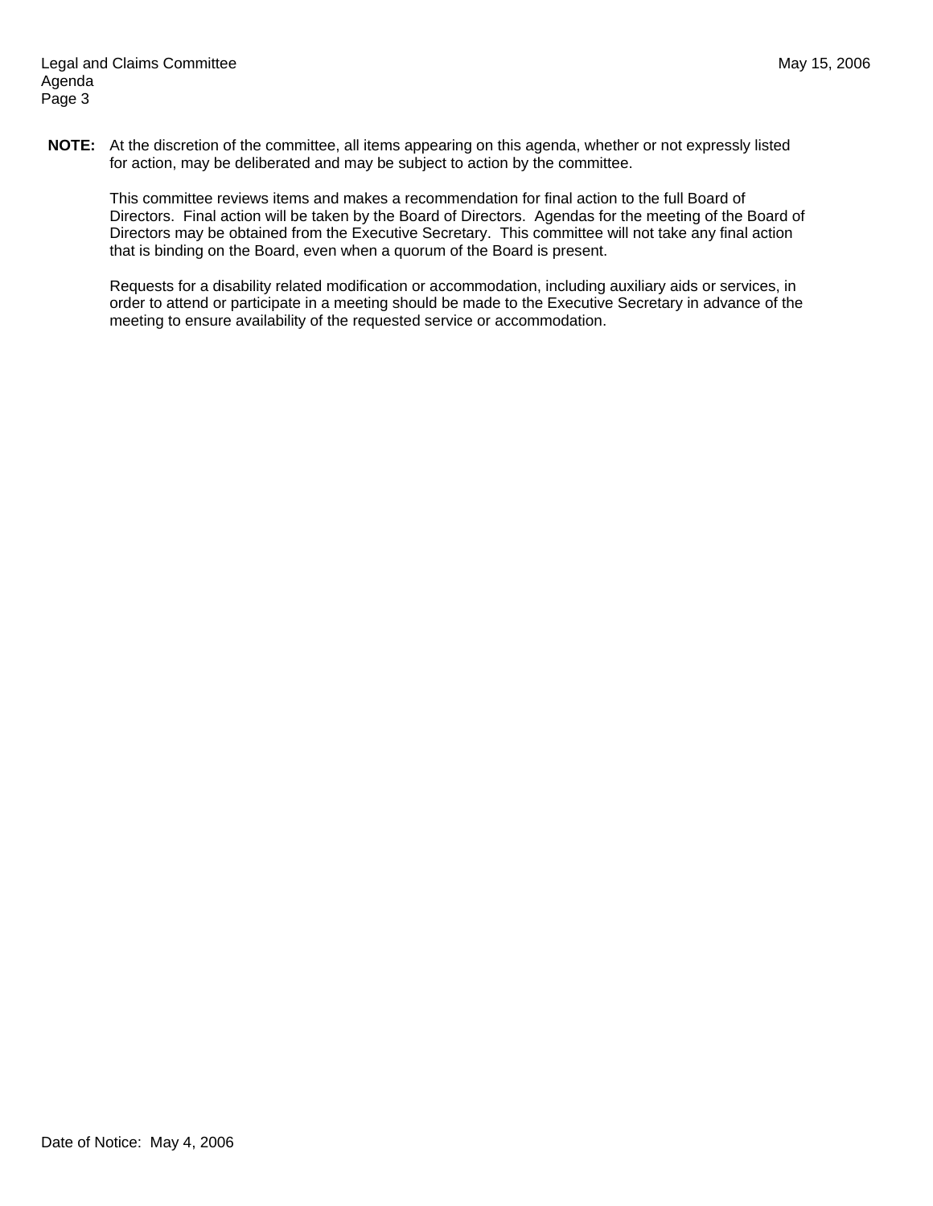**NOTE:** At the discretion of the committee, all items appearing on this agenda, whether or not expressly listed for action, may be deliberated and may be subject to action by the committee.

This committee reviews items and makes a recommendation for final action to the full Board of Directors. Final action will be taken by the Board of Directors. Agendas for the meeting of the Board of Directors may be obtained from the Executive Secretary. This committee will not take any final action that is binding on the Board, even when a quorum of the Board is present.

Requests for a disability related modification or accommodation, including auxiliary aids or services, in order to attend or participate in a meeting should be made to the Executive Secretary in advance of the meeting to ensure availability of the requested service or accommodation.

Date of Notice: May 4, 2006